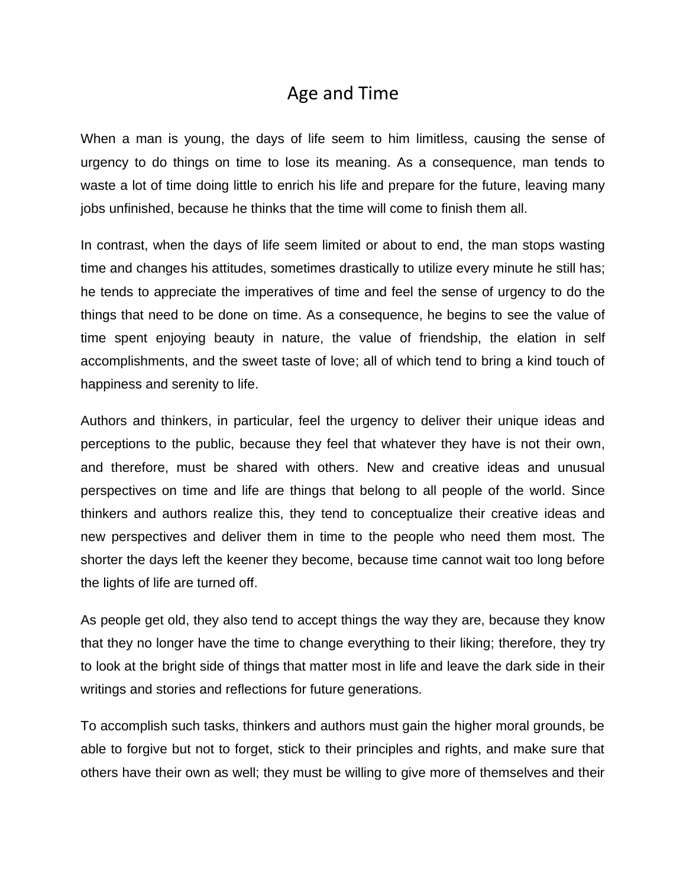# Age and Time

When a man is young, the days of life seem to him limitless, causing the sense of urgency to do things on time to lose its meaning. As a consequence, man tends to waste a lot of time doing little to enrich his life and prepare for the future, leaving many jobs unfinished, because he thinks that the time will come to finish them all.

In contrast, when the days of life seem limited or about to end, the man stops wasting time and changes his attitudes, sometimes drastically to utilize every minute he still has; he tends to appreciate the imperatives of time and feel the sense of urgency to do the things that need to be done on time. As a consequence, he begins to see the value of time spent enjoying beauty in nature, the value of friendship, the elation in self accomplishments, and the sweet taste of love; all of which tend to bring a kind touch of happiness and serenity to life.

Authors and thinkers, in particular, feel the urgency to deliver their unique ideas and perceptions to the public, because they feel that whatever they have is not their own, and therefore, must be shared with others. New and creative ideas and unusual perspectives on time and life are things that belong to all people of the world. Since thinkers and authors realize this, they tend to conceptualize their creative ideas and new perspectives and deliver them in time to the people who need them most. The shorter the days left the keener they become, because time cannot wait too long before the lights of life are turned off.

As people get old, they also tend to accept things the way they are, because they know that they no longer have the time to change everything to their liking; therefore, they try to look at the bright side of things that matter most in life and leave the dark side in their writings and stories and reflections for future generations.

To accomplish such tasks, thinkers and authors must gain the higher moral grounds, be able to forgive but not to forget, stick to their principles and rights, and make sure that others have their own as well; they must be willing to give more of themselves and their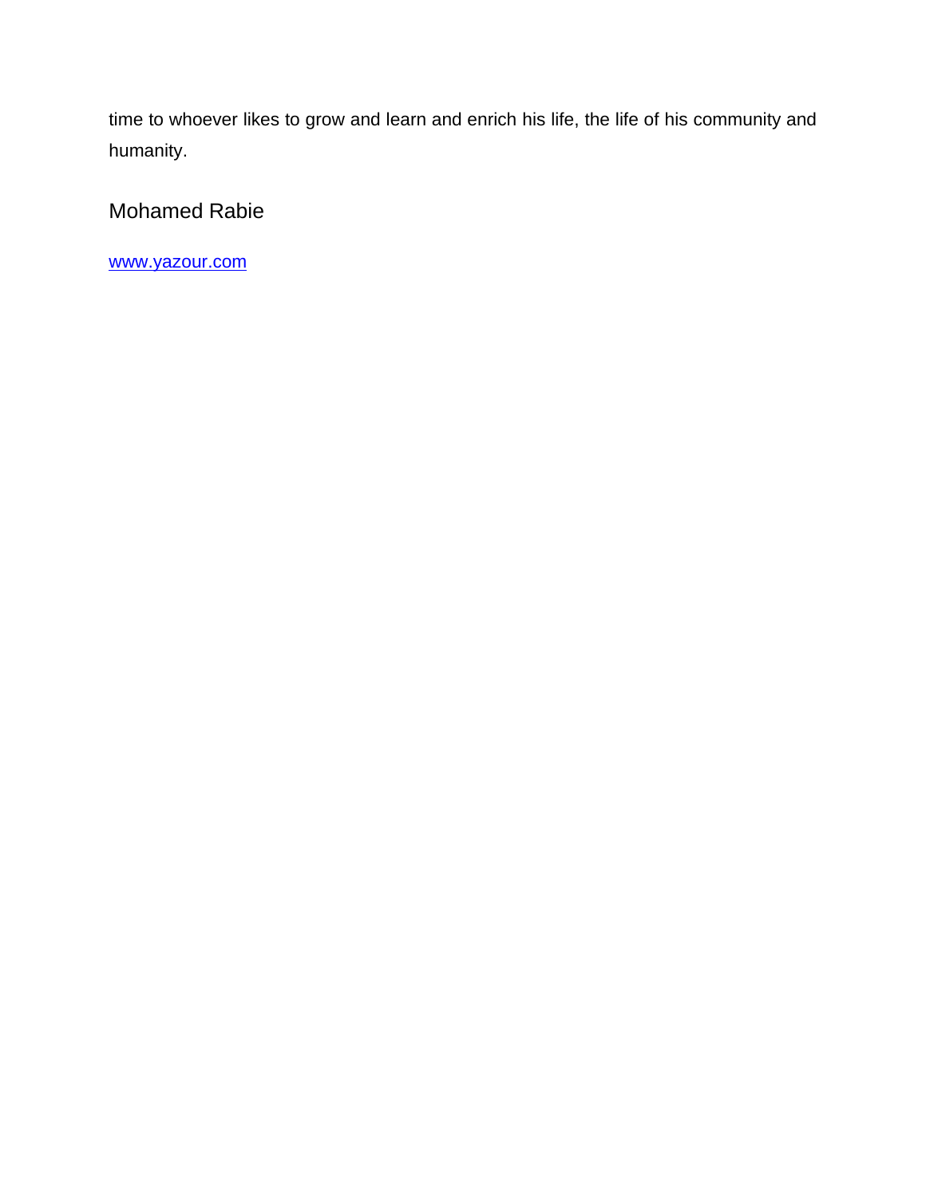time to whoever likes to grow and learn and enrich his life, the life of his community and humanity.

Mohamed Rabie

www.yazour.com